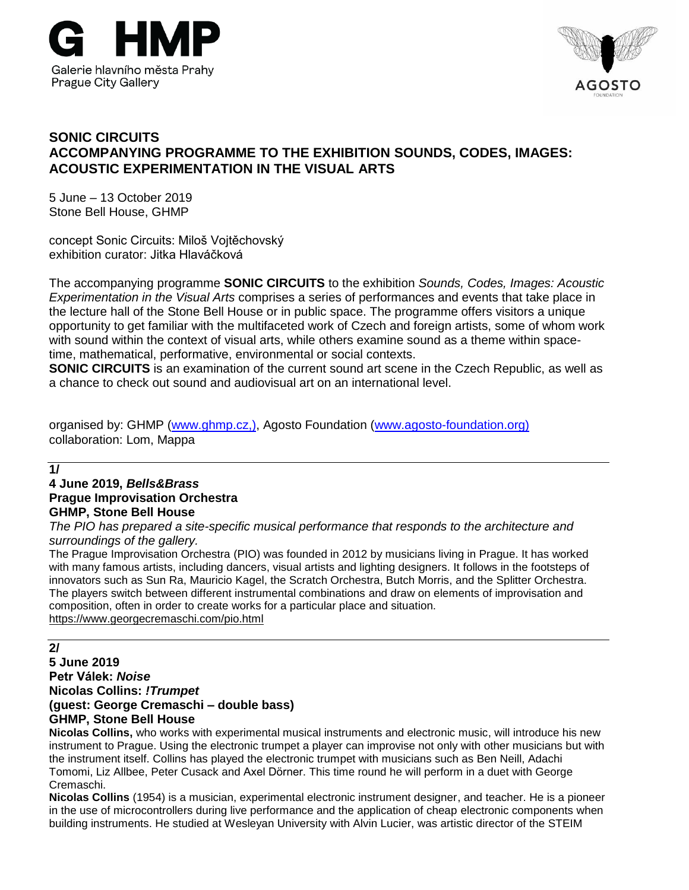G HMP
Galerie hlavního města Prahy
Prague City Gallery

AGOSTO FOUNDATION

## SONIC CIRCUITS
## ACCOMPANYING PROGRAMME TO THE EXHIBITION SOUNDS, CODES, IMAGES: ACOUSTIC EXPERIMENTATION IN THE VISUAL ARTS

5 June – 13 October 2019
Stone Bell House, GHMP

concept Sonic Circuits: Miloš Vojtěchovský
exhibition curator: Jitka Hlaváčková

The accompanying programme **SONIC CIRCUITS** to the exhibition *Sounds, Codes, Images: Acoustic Experimentation in the Visual Arts* comprises a series of performances and events that take place in the lecture hall of the Stone Bell House or in public space. The programme offers visitors a unique opportunity to get familiar with the multifaceted work of Czech and foreign artists, some of whom work with sound within the context of visual arts, while others examine sound as a theme within space-time, mathematical, performative, environmental or social contexts.

**SONIC CIRCUITS** is an examination of the current sound art scene in the Czech Republic, as well as a chance to check out sound and audiovisual art on an international level.

organised by: GHMP (www.ghmp.cz,), Agosto Foundation (www.agosto-foundation.org)
collaboration: Lom, Mappa

---

**1/**
**4 June 2019, *Bells&Brass***
**Prague Improvisation Orchestra**
**GHMP, Stone Bell House**

*The PIO has prepared a site-specific musical performance that responds to the architecture and surroundings of the gallery.*

The Prague Improvisation Orchestra (PIO) was founded in 2012 by musicians living in Prague. It has worked with many famous artists, including dancers, visual artists and lighting designers. It follows in the footsteps of innovators such as Sun Ra, Mauricio Kagel, the Scratch Orchestra, Butch Morris, and the Splitter Orchestra. The players switch between different instrumental combinations and draw on elements of improvisation and composition, often in order to create works for a particular place and situation.
https://www.georgecremaschi.com/pio.html

---

**2/**
**5 June 2019**
**Petr Válek: *Noise***
**Nicolas Collins: *!Trumpet***
**(guest: George Cremaschi – double bass)**
**GHMP, Stone Bell House**

**Nicolas Collins,** who works with experimental musical instruments and electronic music, will introduce his new instrument to Prague. Using the electronic trumpet a player can improvise not only with other musicians but with the instrument itself. Collins has played the electronic trumpet with musicians such as Ben Neill, Adachi Tomomi, Liz Allbee, Peter Cusack and Axel Dörner. This time round he will perform in a duet with George Cremaschi.

**Nicolas Collins** (1954) is a musician, experimental electronic instrument designer, and teacher. He is a pioneer in the use of microcontrollers during live performance and the application of cheap electronic components when building instruments. He studied at Wesleyan University with Alvin Lucier, was artistic director of the STEIM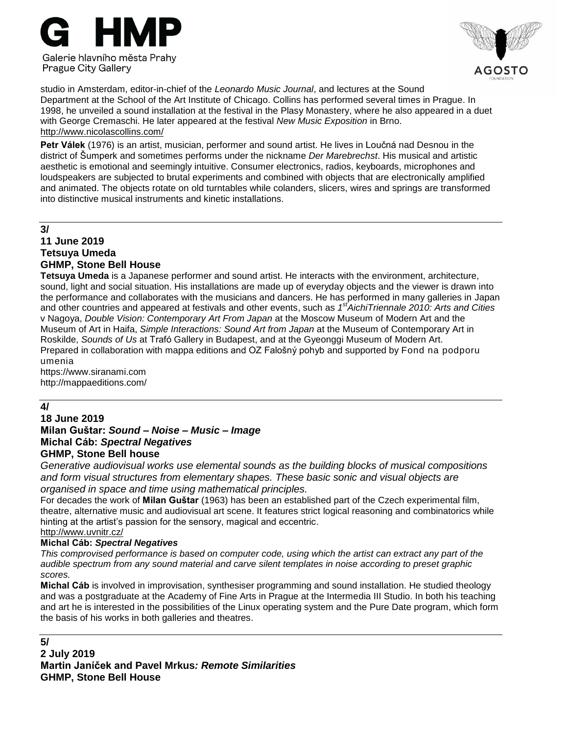studio in Amsterdam, editor-in-chief of the *Leonardo Music Journal*, and lectures at the Sound Department at the School of the Art Institute of Chicago. Collins has performed several times in Prague. In 1998, he unveiled a sound installation at the festival in the Plasy Monastery, where he also appeared in a duet with George Cremaschi. He later appeared at the festival *New Music Exposition* in Brno.
http://www.nicolascollins.com/

**Petr Válek** (1976) is an artist, musician, performer and sound artist. He lives in Loučná nad Desnou in the district of Šumperk and sometimes performs under the nickname *Der Marebrechst*. His musical and artistic aesthetic is emotional and seemingly intuitive. Consumer electronics, radios, keyboards, microphones and loudspeakers are subjected to brutal experiments and combined with objects that are electronically amplified and animated. The objects rotate on old turntables while colanders, slicers, wires and springs are transformed into distinctive musical instruments and kinetic installations.

---

**3/**
**11 June 2019**
**Tetsuya Umeda**
**GHMP, Stone Bell House**

**Tetsuya Umeda** is a Japanese performer and sound artist. He interacts with the environment, architecture, sound, light and social situation. His installations are made up of everyday objects and the viewer is drawn into the performance and collaborates with the musicians and dancers. He has performed in many galleries in Japan and other countries and appeared at festivals and other events, such as *1st AichiTriennale 2010: Arts and Cities* v Nagoya, *Double Vision: Contemporary Art From Japan* at the Moscow Museum of Modern Art and the Museum of Art in Haifa, *Simple Interactions: Sound Art from Japan* at the Museum of Contemporary Art in Roskilde, *Sounds of Us* at Trafó Gallery in Budapest, and at the Gyeonggi Museum of Modern Art.
Prepared in collaboration with mappa editions and OZ Falošný pohyb and supported by Fond na podporu umenia
https://www.siranami.com
http://mappaeditions.com/

---

**4/**
**18 June 2019**
**Milan Guštar: *Sound – Noise – Music – Image***
**Michal Cáb: *Spectral Negatives***
**GHMP, Stone Bell house**

*Generative audiovisual works use elemental sounds as the building blocks of musical compositions and form visual structures from elementary shapes. These basic sonic and visual objects are organised in space and time using mathematical principles.*

For decades the work of **Milan Guštar** (1963) has been an established part of the Czech experimental film, theatre, alternative music and audiovisual art scene. It features strict logical reasoning and combinatorics while hinting at the artist's passion for the sensory, magical and eccentric.
http://www.uvnitr.cz/

**Michal Cáb: *Spectral Negatives***

*This comprovised performance is based on computer code, using which the artist can extract any part of the audible spectrum from any sound material and carve silent templates in noise according to preset graphic scores.*

**Michal Cáb** is involved in improvisation, synthesiser programming and sound installation. He studied theology and was a postgraduate at the Academy of Fine Arts in Prague at the Intermedia III Studio. In both his teaching and art he is interested in the possibilities of the Linux operating system and the Pure Date program, which form the basis of his works in both galleries and theatres.

---

**5/**
**2 July 2019**
**Martin Janíček and Pavel Mrkus*: Remote Similarities***
**GHMP, Stone Bell House**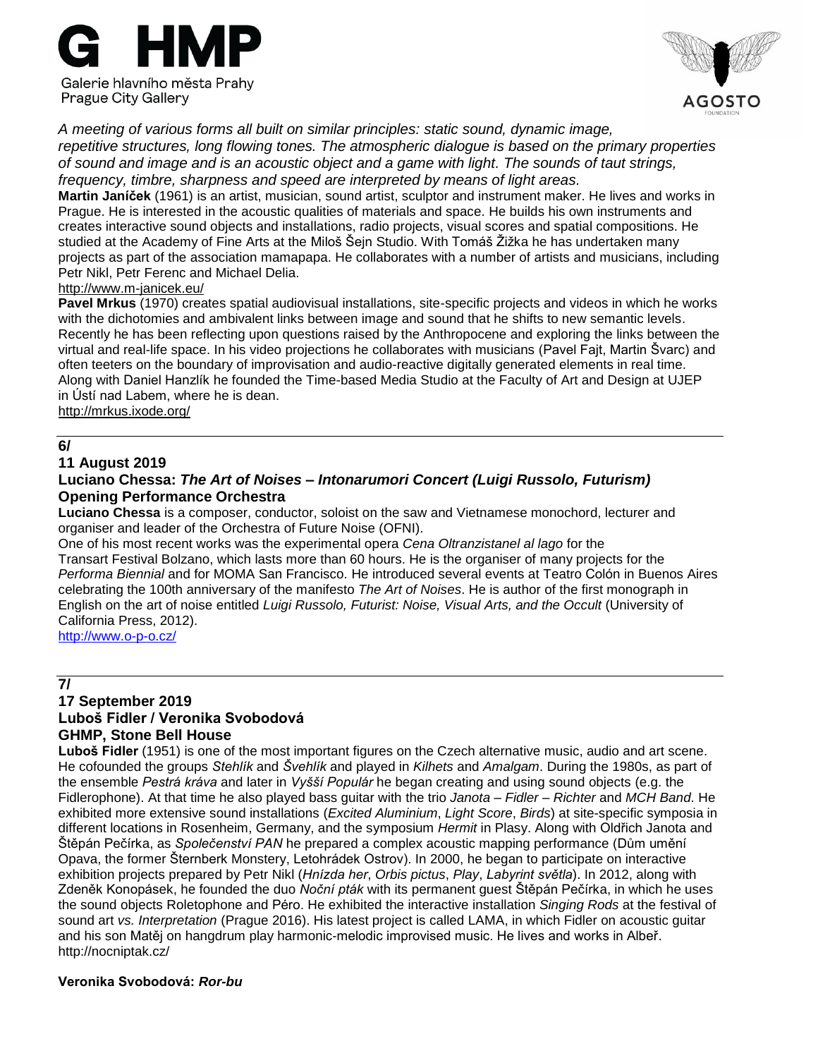*A meeting of various forms all built on similar principles: static sound, dynamic image, repetitive structures, long flowing tones. The atmospheric dialogue is based on the primary properties of sound and image and is an acoustic object and a game with light. The sounds of taut strings, frequency, timbre, sharpness and speed are interpreted by means of light areas.*

**Martin Janíček** (1961) is an artist, musician, sound artist, sculptor and instrument maker. He lives and works in Prague. He is interested in the acoustic qualities of materials and space. He builds his own instruments and creates interactive sound objects and installations, radio projects, visual scores and spatial compositions. He studied at the Academy of Fine Arts at the Miloš Šejn Studio. With Tomáš Žižka he has undertaken many projects as part of the association mamapapa. He collaborates with a number of artists and musicians, including Petr Nikl, Petr Ferenc and Michael Delia.
http://www.m-janicek.eu/

**Pavel Mrkus** (1970) creates spatial audiovisual installations, site-specific projects and videos in which he works with the dichotomies and ambivalent links between image and sound that he shifts to new semantic levels. Recently he has been reflecting upon questions raised by the Anthropocene and exploring the links between the virtual and real-life space. In his video projections he collaborates with musicians (Pavel Fajt, Martin Švarc) and often teeters on the boundary of improvisation and audio-reactive digitally generated elements in real time. Along with Daniel Hanzlík he founded the Time-based Media Studio at the Faculty of Art and Design at UJEP in Ústí nad Labem, where he is dean.
http://mrkus.ixode.org/

---

**6/**
**11 August 2019**
**Luciano Chessa: *The Art of Noises – Intonarumori Concert (Luigi Russolo, Futurism)***
**Opening Performance Orchestra**

**Luciano Chessa** is a composer, conductor, soloist on the saw and Vietnamese monochord, lecturer and organiser and leader of the Orchestra of Future Noise (OFNI).
One of his most recent works was the experimental opera *Cena Oltranzistanel al lago* for the Transart Festival Bolzano, which lasts more than 60 hours. He is the organiser of many projects for the *Performa Biennial* and for MOMA San Francisco. He introduced several events at Teatro Colón in Buenos Aires celebrating the 100th anniversary of the manifesto *The Art of Noises*. He is author of the first monograph in English on the art of noise entitled *Luigi Russolo, Futurist: Noise, Visual Arts, and the Occult* (University of California Press, 2012).
http://www.o-p-o.cz/

---

**7/**
**17 September 2019**
**Luboš Fidler / Veronika Svobodová**
**GHMP, Stone Bell House**

**Luboš Fidler** (1951) is one of the most important figures on the Czech alternative music, audio and art scene. He cofounded the groups *Stehlík* and *Švehlík* and played in *Kilhets* and *Amalgam*. During the 1980s, as part of the ensemble *Pestrá kráva* and later in *Vyšší Populár* he began creating and using sound objects (e.g. the Fidlerophone). At that time he also played bass guitar with the trio *Janota – Fidler – Richter* and *MCH Band*. He exhibited more extensive sound installations (*Excited Aluminium*, *Light Score*, *Birds*) at site-specific symposia in different locations in Rosenheim, Germany, and the symposium *Hermit* in Plasy. Along with Oldřich Janota and Štěpán Pečírka, as *Společenství PAN* he prepared a complex acoustic mapping performance (Dům umění Opava, the former Šternberk Monstery, Letohrádek Ostrov). In 2000, he began to participate on interactive exhibition projects prepared by Petr Nikl (*Hnízda her*, *Orbis pictus*, *Play*, *Labyrint světla*). In 2012, along with Zdeněk Konopásek, he founded the duo *Noční pták* with its permanent guest Štěpán Pečírka, in which he uses the sound objects Roletophone and Péro. He exhibited the interactive installation *Singing Rods* at the festival of sound art *vs. Interpretation* (Prague 2016). His latest project is called LAMA, in which Fidler on acoustic guitar and his son Matěj on hangdrum play harmonic-melodic improvised music. He lives and works in Albeř.
http://nocniptak.cz/

**Veronika Svobodová: *Ror-bu***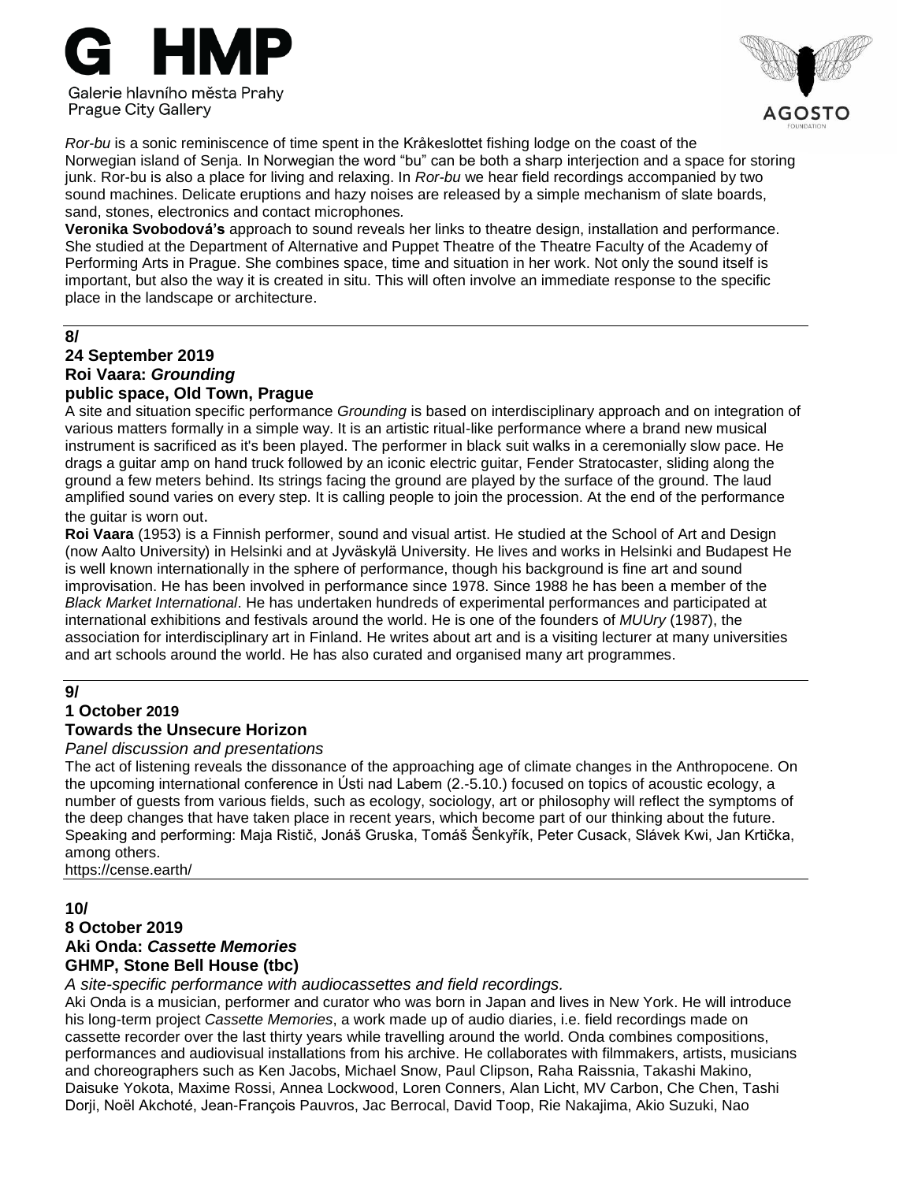*Ror-bu* is a sonic reminiscence of time spent in the Kråkeslottet fishing lodge on the coast of the Norwegian island of Senja. In Norwegian the word "bu" can be both a sharp interjection and a space for storing junk. Ror-bu is also a place for living and relaxing. In *Ror-bu* we hear field recordings accompanied by two sound machines. Delicate eruptions and hazy noises are released by a simple mechanism of slate boards, sand, stones, electronics and contact microphones.

**Veronika Svobodová's** approach to sound reveals her links to theatre design, installation and performance. She studied at the Department of Alternative and Puppet Theatre of the Theatre Faculty of the Academy of Performing Arts in Prague. She combines space, time and situation in her work. Not only the sound itself is important, but also the way it is created in situ. This will often involve an immediate response to the specific place in the landscape or architecture.

---

**8/**
**24 September 2019**
**Roi Vaara: *Grounding***
**public space, Old Town, Prague**

A site and situation specific performance *Grounding* is based on interdisciplinary approach and on integration of various matters formally in a simple way. It is an artistic ritual-like performance where a brand new musical instrument is sacrificed as it's been played. The performer in black suit walks in a ceremonially slow pace. He drags a guitar amp on hand truck followed by an iconic electric guitar, Fender Stratocaster, sliding along the ground a few meters behind. Its strings facing the ground are played by the surface of the ground. The laud amplified sound varies on every step. It is calling people to join the procession. At the end of the performance the guitar is worn out.

**Roi Vaara** (1953) is a Finnish performer, sound and visual artist. He studied at the School of Art and Design (now Aalto University) in Helsinki and at Jyväskylä University. He lives and works in Helsinki and Budapest He is well known internationally in the sphere of performance, though his background is fine art and sound improvisation. He has been involved in performance since 1978. Since 1988 he has been a member of the *Black Market International*. He has undertaken hundreds of experimental performances and participated at international exhibitions and festivals around the world. He is one of the founders of *MUUry* (1987), the association for interdisciplinary art in Finland. He writes about art and is a visiting lecturer at many universities and art schools around the world. He has also curated and organised many art programmes.

---

**9/**
**1 October 2019**
**Towards the Unsecure Horizon**
*Panel discussion and presentations*

The act of listening reveals the dissonance of the approaching age of climate changes in the Anthropocene. On the upcoming international conference in Ústi nad Labem (2.-5.10.) focused on topics of acoustic ecology, a number of guests from various fields, such as ecology, sociology, art or philosophy will reflect the symptoms of the deep changes that have taken place in recent years, which become part of our thinking about the future. Speaking and performing: Maja Ristič, Jonáš Gruska, Tomáš Šenkyřík, Peter Cusack, Slávek Kwi, Jan Krtička, among others.
https://cense.earth/

---

**10/**
**8 October 2019**
**Aki Onda: *Cassette Memories***
**GHMP, Stone Bell House (tbc)**
*A site-specific performance with audiocassettes and field recordings.*

Aki Onda is a musician, performer and curator who was born in Japan and lives in New York. He will introduce his long-term project *Cassette Memories*, a work made up of audio diaries, i.e. field recordings made on cassette recorder over the last thirty years while travelling around the world. Onda combines compositions, performances and audiovisual installations from his archive. He collaborates with filmmakers, artists, musicians and choreographers such as Ken Jacobs, Michael Snow, Paul Clipson, Raha Raissnia, Takashi Makino, Daisuke Yokota, Maxime Rossi, Annea Lockwood, Loren Conners, Alan Licht, MV Carbon, Che Chen, Tashi Dorji, Noël Akchoté, Jean-François Pauvros, Jac Berrocal, David Toop, Rie Nakajima, Akio Suzuki, Nao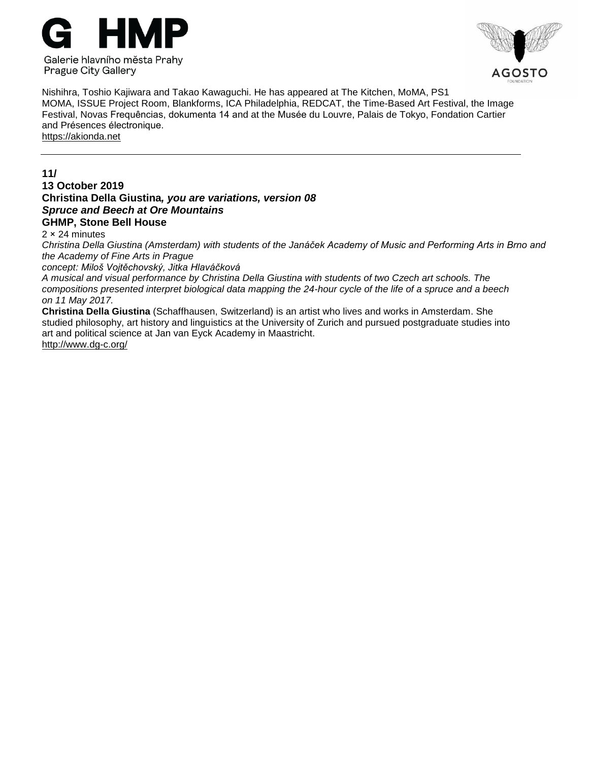Nishihra, Toshio Kajiwara and Takao Kawaguchi. He has appeared at The Kitchen, MoMA, PS1 MOMA, ISSUE Project Room, Blankforms, ICA Philadelphia, REDCAT, the Time-Based Art Festival, the Image Festival, Novas Frequências, dokumenta 14 and at the Musée du Louvre, Palais de Tokyo, Fondation Cartier and Présences électronique.
https://akionda.net

---

**11/**
**13 October 2019**
**Christina Della Giustina*, you are variations, version 08***
***Spruce and Beech at Ore Mountains***
**GHMP, Stone Bell House**
2 × 24 minutes
*Christina Della Giustina (Amsterdam) with students of the Janáček Academy of Music and Performing Arts in Brno and the Academy of Fine Arts in Prague*
*concept: Miloš Vojtěchovský, Jitka Hlaváčková*
*A musical and visual performance by Christina Della Giustina with students of two Czech art schools. The compositions presented interpret biological data mapping the 24-hour cycle of the life of a spruce and a beech on 11 May 2017.*
**Christina Della Giustina** (Schaffhausen, Switzerland) is an artist who lives and works in Amsterdam. She studied philosophy, art history and linguistics at the University of Zurich and pursued postgraduate studies into art and political science at Jan van Eyck Academy in Maastricht.
http://www.dg-c.org/